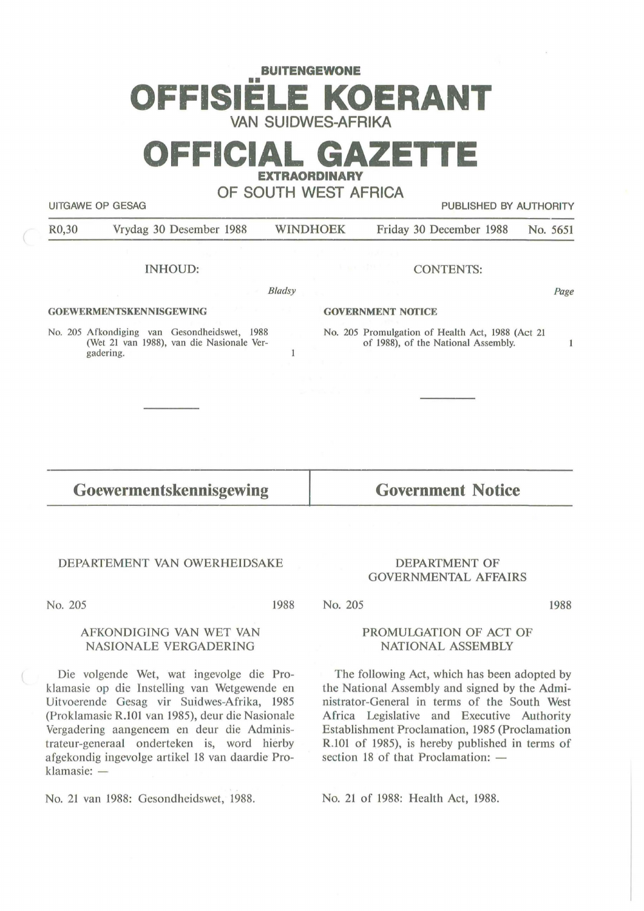**BUITENGEWONE**

# OFFISIËLE KOERANT

VAN SUIDWES-AFRIKA

# OFFICIAL GAZETTE

**EXTRAORDINARY**

OF SOUTH WEST AFRICA

UITGAWE OP GESAG — PUBLISHED BY AUTHORITY

R0,30 — Vrydag 30 Desember 1988 — WINDHOEK — Friday 30 December 1988 — No. 5651

INHOUD:

*Bladsy*

**GOEWERMENTSKENNISGEWING**

No. 205 Afkondiging van Gesondheidswet, 1988 (Wet 21 van 1988), van die Nasionale Vergadering. — 1

CONTENTS:

*Page*

**GOVERNMENT NOTICE**

No. 205 Promulgation of Health Act, 1988 (Act 21 of 1988), of the National Assembly. — 1

---

## Goewermentskennisgewing

DEPARTEMENT VAN OWERHEIDSAKE

No. 205 — 1988

AFKONDIGING VAN WET VAN NASIONALE VERGADERING

Die volgende Wet, wat ingevolge die Proklamasie op die Instelling van Wetgewende en Uitvoerende Gesag vir Suidwes-Afrika, 1985 (Proklamasie R.101 van 1985), deur die Nasionale Vergadering aangeneem en deur die Administrateur-generaal onderteken is, word hierby afgekondig ingevolge artikel 18 van daardie Proklamasie: —

No. 21 van 1988: Gesondheidswet, 1988.

## Government Notice

DEPARTMENT OF GOVERNMENTAL AFFAIRS

No. 205 — 1988

PROMULGATION OF ACT OF NATIONAL ASSEMBLY

The following Act, which has been adopted by the National Assembly and signed by the Administrator-General in terms of the South West Africa Legislative and Executive Authority Establishment Proclamation, 1985 (Proclamation R.101 of 1985), is hereby published in terms of section 18 of that Proclamation: —

No. 21 of 1988: Health Act, 1988.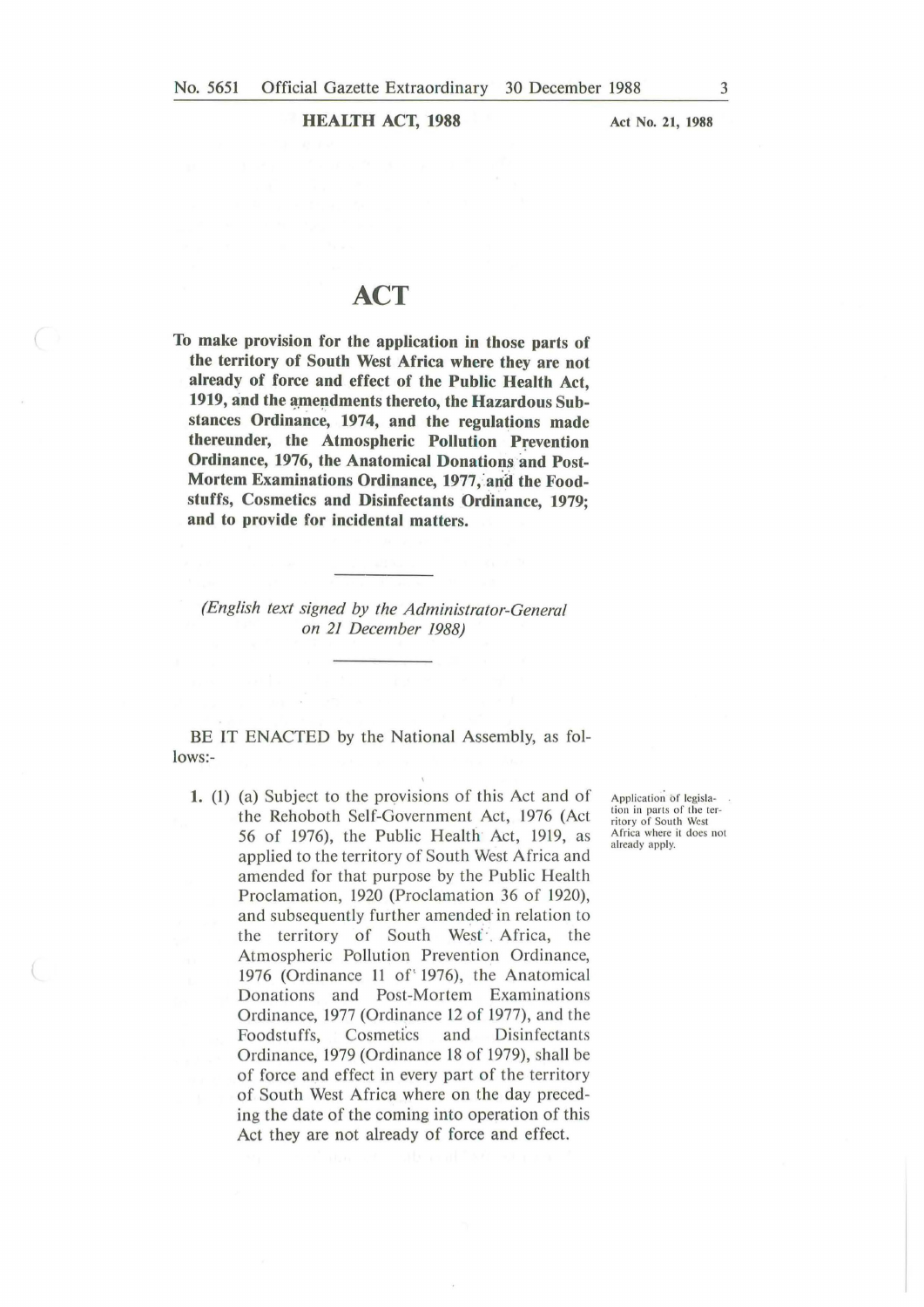**HEALTH ACT, 1988** Act No. 21, 1988

# ACT

**To make provision for the application in those parts of the territory of South West Africa where they are not already of force and effect of the Public Health Act, 1919, and the amendments thereto, the Hazardous Substances Ordinance, 1974, and the regulations made thereunder, the Atmospheric Pollution Prevention Ordinance, 1976, the Anatomical Donations and Post-Mortem Examinations Ordinance, 1977, and the Foodstuffs, Cosmetics and Disinfectants Ordinance, 1979; and to provide for incidental matters.**

---

*(English text signed by the Administrator-General on 21 December 1988)*

---

BE IT ENACTED by the National Assembly, as follows:-

Application of legislation in parts of the territory of South West Africa where it does not already apply.

**1.** (1) (a) Subject to the provisions of this Act and of the Rehoboth Self-Government Act, 1976 (Act 56 of 1976), the Public Health Act, 1919, as applied to the territory of South West Africa and amended for that purpose by the Public Health Proclamation, 1920 (Proclamation 36 of 1920), and subsequently further amended in relation to the territory of South West Africa, the Atmospheric Pollution Prevention Ordinance, 1976 (Ordinance 11 of 1976), the Anatomical Donations and Post-Mortem Examinations Ordinance, 1977 (Ordinance 12 of 1977), and the Foodstuffs, Cosmetics and Disinfectants Ordinance, 1979 (Ordinance 18 of 1979), shall be of force and effect in every part of the territory of South West Africa where on the day preceding the date of the coming into operation of this Act they are not already of force and effect.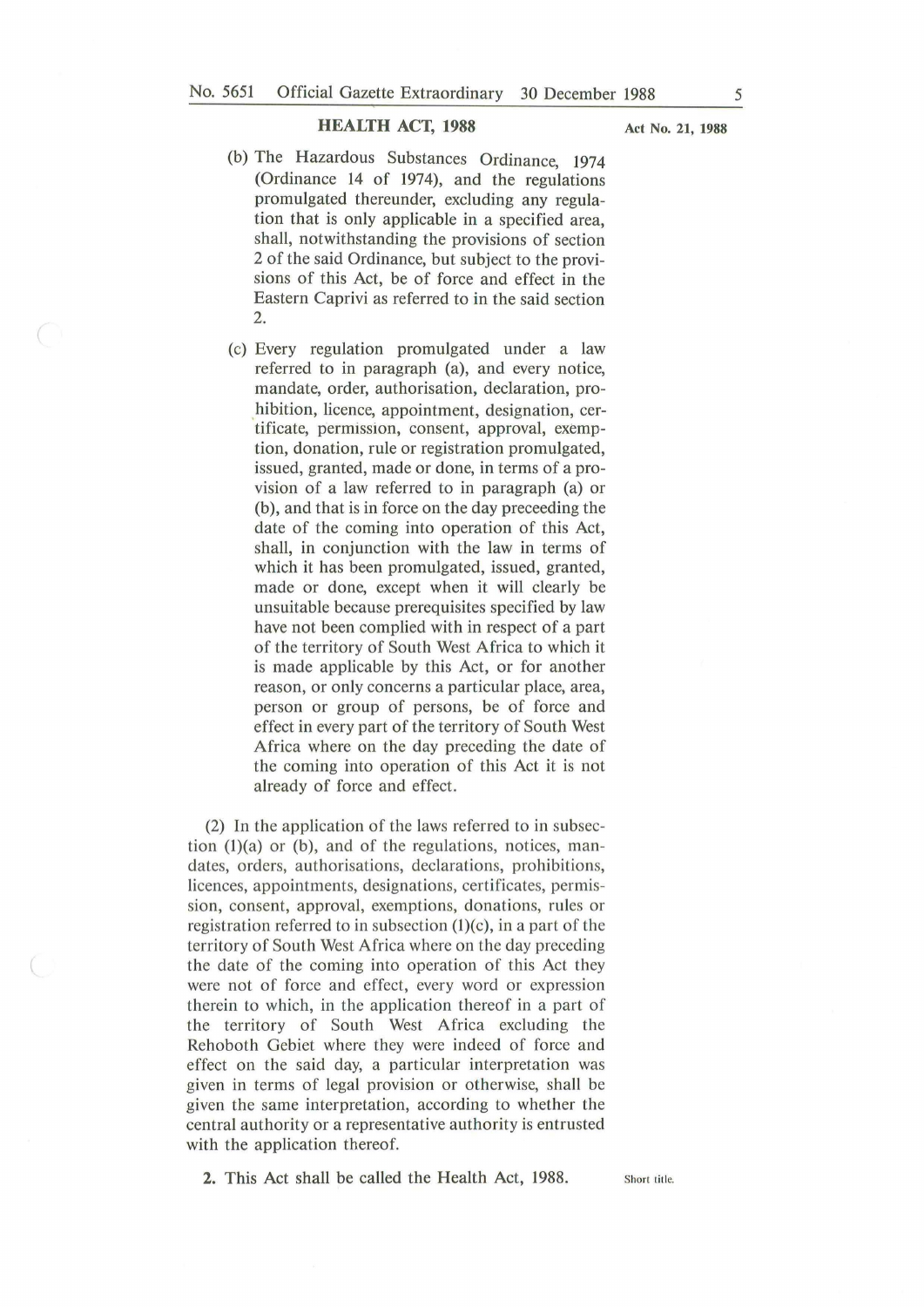(b) The Hazardous Substances Ordinance, 1974 (Ordinance 14 of 1974), and the regulations promulgated thereunder, excluding any regulation that is only applicable in a specified area, shall, notwithstanding the provisions of section 2 of the said Ordinance, but subject to the provisions of this Act, be of force and effect in the Eastern Caprivi as referred to in the said section 2.

(c) Every regulation promulgated under a law referred to in paragraph (a), and every notice, mandate, order, authorisation, declaration, prohibition, licence, appointment, designation, certificate, permission, consent, approval, exemption, donation, rule or registration promulgated, issued, granted, made or done, in terms of a provision of a law referred to in paragraph (a) or (b), and that is in force on the day preceeding the date of the coming into operation of this Act, shall, in conjunction with the law in terms of which it has been promulgated, issued, granted, made or done, except when it will clearly be unsuitable because prerequisites specified by law have not been complied with in respect of a part of the territory of South West Africa to which it is made applicable by this Act, or for another reason, or only concerns a particular place, area, person or group of persons, be of force and effect in every part of the territory of South West Africa where on the day preceding the date of the coming into operation of this Act it is not already of force and effect.

(2) In the application of the laws referred to in subsection (1)(a) or (b), and of the regulations, notices, mandates, orders, authorisations, declarations, prohibitions, licences, appointments, designations, certificates, permission, consent, approval, exemptions, donations, rules or registration referred to in subsection (1)(c), in a part of the territory of South West Africa where on the day preceding the date of the coming into operation of this Act they were not of force and effect, every word or expression therein to which, in the application thereof in a part of the territory of South West Africa excluding the Rehoboth Gebiet where they were indeed of force and effect on the said day, a particular interpretation was given in terms of legal provision or otherwise, shall be given the same interpretation, according to whether the central authority or a representative authority is entrusted with the application thereof.

Short title.

**2.** This Act shall be called the Health Act, 1988.